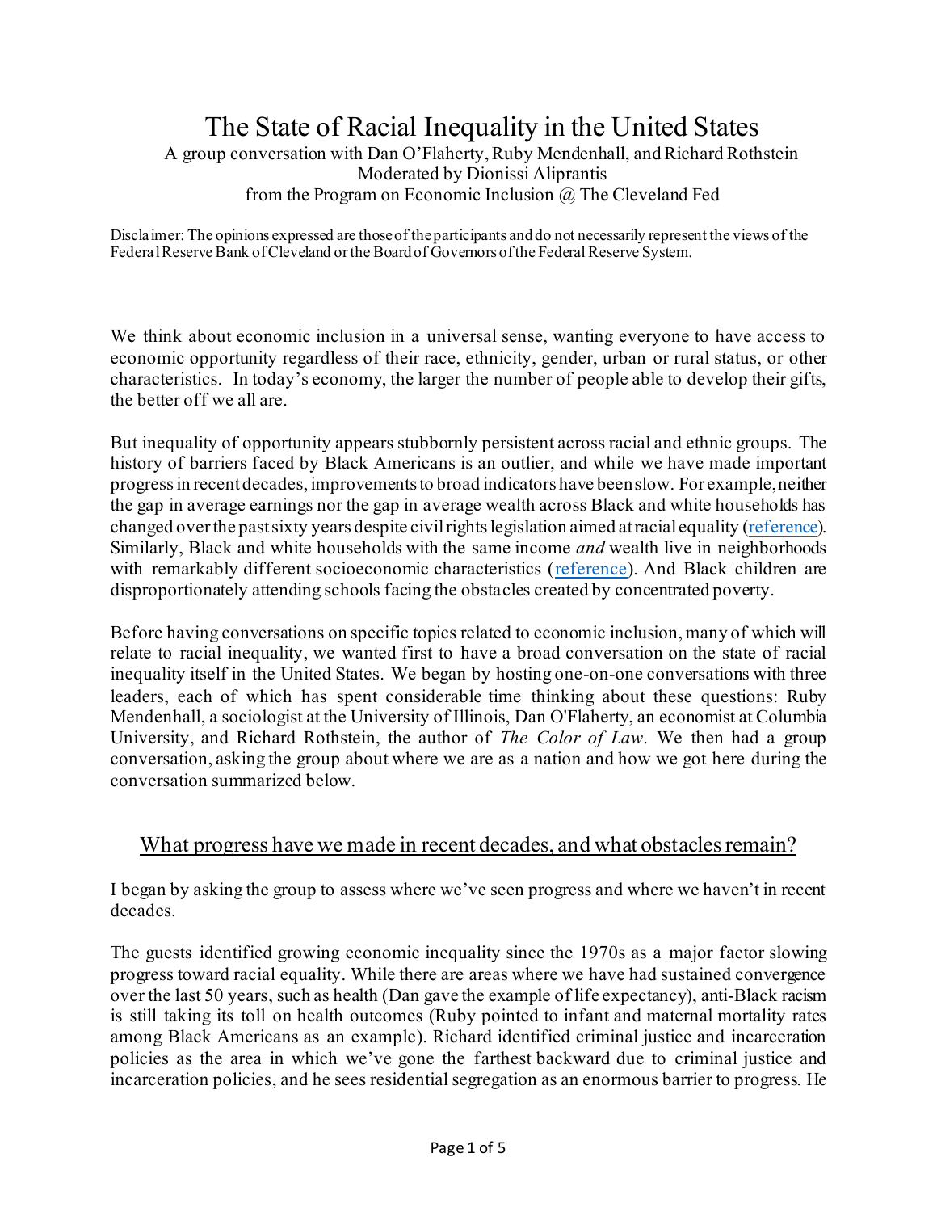# The State of Racial Inequality in the United States

A group conversation with Dan O'Flaherty, Ruby Mendenhall, and Richard Rothstein
Moderated by Dionissi Aliprantis
from the Program on Economic Inclusion @ The Cleveland Fed

Disclaimer: The opinions expressed are those of the participants and do not necessarily represent the views of the Federal Reserve Bank of Cleveland or the Board of Governors of the Federal Reserve System.

We think about economic inclusion in a universal sense, wanting everyone to have access to economic opportunity regardless of their race, ethnicity, gender, urban or rural status, or other characteristics. In today's economy, the larger the number of people able to develop their gifts, the better off we all are.

But inequality of opportunity appears stubbornly persistent across racial and ethnic groups. The history of barriers faced by Black Americans is an outlier, and while we have made important progress in recent decades, improvements to broad indicators have been slow. For example, neither the gap in average earnings nor the gap in average wealth across Black and white households has changed over the past sixty years despite civil rights legislation aimed at racial equality (reference). Similarly, Black and white households with the same income *and* wealth live in neighborhoods with remarkably different socioeconomic characteristics (reference). And Black children are disproportionately attending schools facing the obstacles created by concentrated poverty.

Before having conversations on specific topics related to economic inclusion, many of which will relate to racial inequality, we wanted first to have a broad conversation on the state of racial inequality itself in the United States. We began by hosting one-on-one conversations with three leaders, each of which has spent considerable time thinking about these questions: Ruby Mendenhall, a sociologist at the University of Illinois, Dan O'Flaherty, an economist at Columbia University, and Richard Rothstein, the author of *The Color of Law*. We then had a group conversation, asking the group about where we are as a nation and how we got here during the conversation summarized below.

## What progress have we made in recent decades, and what obstacles remain?

I began by asking the group to assess where we've seen progress and where we haven't in recent decades.

The guests identified growing economic inequality since the 1970s as a major factor slowing progress toward racial equality. While there are areas where we have had sustained convergence over the last 50 years, such as health (Dan gave the example of life expectancy), anti-Black racism is still taking its toll on health outcomes (Ruby pointed to infant and maternal mortality rates among Black Americans as an example). Richard identified criminal justice and incarceration policies as the area in which we've gone the farthest backward due to criminal justice and incarceration policies, and he sees residential segregation as an enormous barrier to progress. He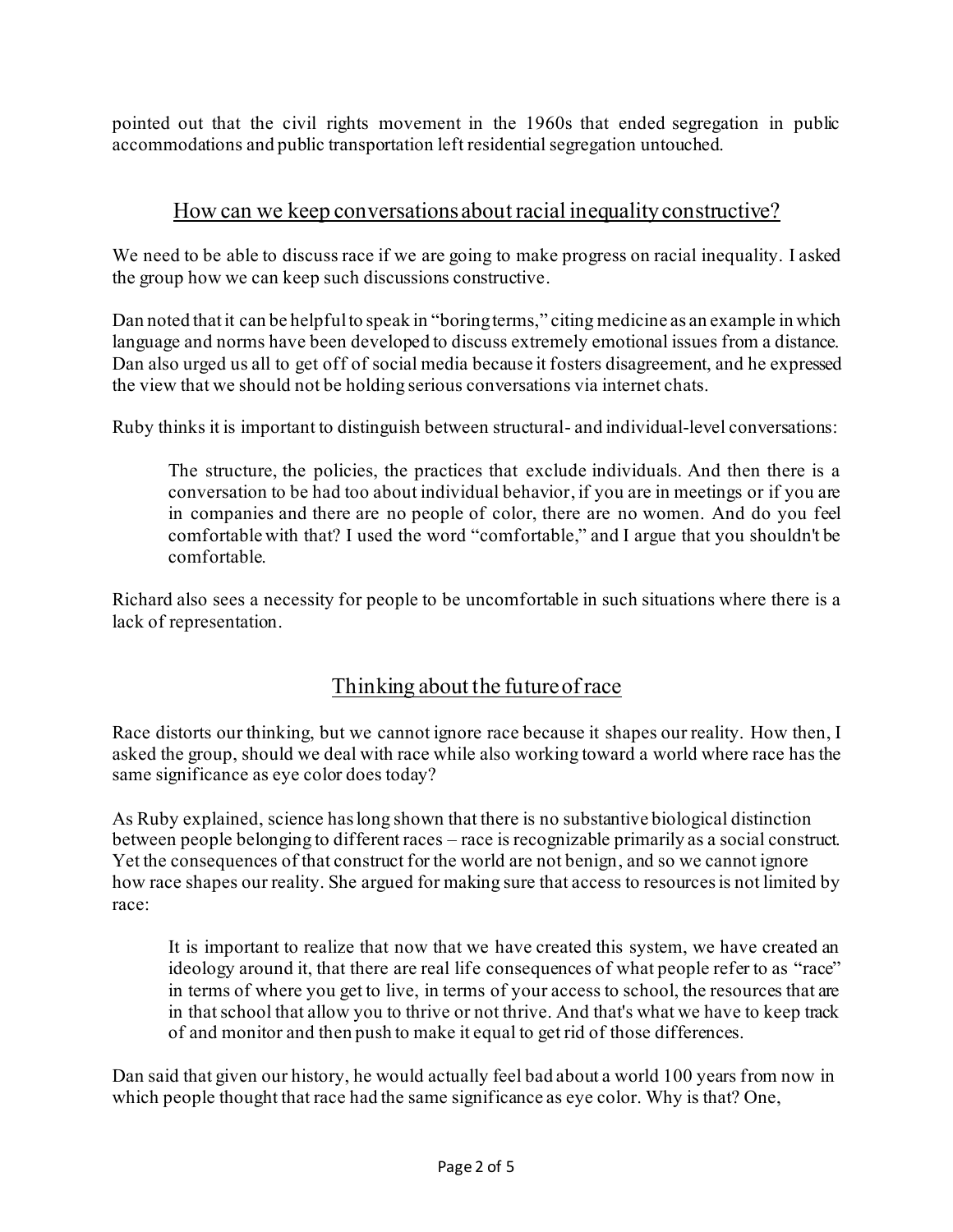pointed out that the civil rights movement in the 1960s that ended segregation in public accommodations and public transportation left residential segregation untouched.

## How can we keep conversations about racial inequality constructive?

We need to be able to discuss race if we are going to make progress on racial inequality. I asked the group how we can keep such discussions constructive.

Dan noted that it can be helpful to speak in "boring terms," citing medicine as an example in which language and norms have been developed to discuss extremely emotional issues from a distance. Dan also urged us all to get off of social media because it fosters disagreement, and he expressed the view that we should not be holding serious conversations via internet chats.

Ruby thinks it is important to distinguish between structural- and individual-level conversations:

> The structure, the policies, the practices that exclude individuals. And then there is a conversation to be had too about individual behavior, if you are in meetings or if you are in companies and there are no people of color, there are no women. And do you feel comfortable with that? I used the word "comfortable," and I argue that you shouldn't be comfortable.

Richard also sees a necessity for people to be uncomfortable in such situations where there is a lack of representation.

## Thinking about the future of race

Race distorts our thinking, but we cannot ignore race because it shapes our reality. How then, I asked the group, should we deal with race while also working toward a world where race has the same significance as eye color does today?

As Ruby explained, science has long shown that there is no substantive biological distinction between people belonging to different races – race is recognizable primarily as a social construct. Yet the consequences of that construct for the world are not benign, and so we cannot ignore how race shapes our reality. She argued for making sure that access to resources is not limited by race:

> It is important to realize that now that we have created this system, we have created an ideology around it, that there are real life consequences of what people refer to as "race" in terms of where you get to live, in terms of your access to school, the resources that are in that school that allow you to thrive or not thrive. And that's what we have to keep track of and monitor and then push to make it equal to get rid of those differences.

Dan said that given our history, he would actually feel bad about a world 100 years from now in which people thought that race had the same significance as eye color. Why is that? One,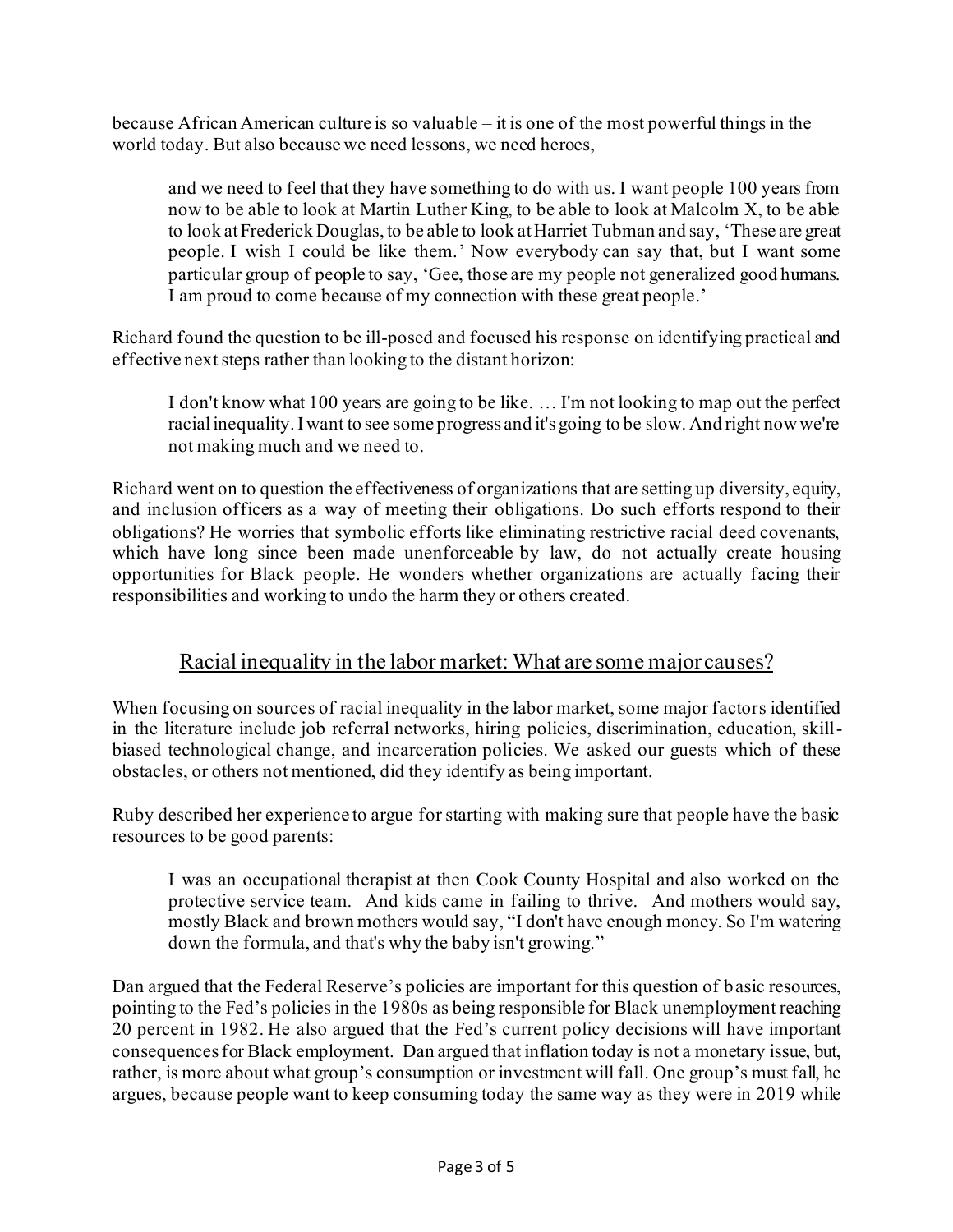because African American culture is so valuable – it is one of the most powerful things in the world today. But also because we need lessons, we need heroes,

> and we need to feel that they have something to do with us. I want people 100 years from now to be able to look at Martin Luther King, to be able to look at Malcolm X, to be able to look at Frederick Douglas, to be able to look at Harriet Tubman and say, 'These are great people. I wish I could be like them.' Now everybody can say that, but I want some particular group of people to say, 'Gee, those are my people not generalized good humans. I am proud to come because of my connection with these great people.'

Richard found the question to be ill-posed and focused his response on identifying practical and effective next steps rather than looking to the distant horizon:

> I don't know what 100 years are going to be like. … I'm not looking to map out the perfect racial inequality. I want to see some progress and it's going to be slow. And right now we're not making much and we need to.

Richard went on to question the effectiveness of organizations that are setting up diversity, equity, and inclusion officers as a way of meeting their obligations. Do such efforts respond to their obligations? He worries that symbolic efforts like eliminating restrictive racial deed covenants, which have long since been made unenforceable by law, do not actually create housing opportunities for Black people. He wonders whether organizations are actually facing their responsibilities and working to undo the harm they or others created.

## Racial inequality in the labor market: What are some major causes?

When focusing on sources of racial inequality in the labor market, some major factors identified in the literature include job referral networks, hiring policies, discrimination, education, skill-biased technological change, and incarceration policies. We asked our guests which of these obstacles, or others not mentioned, did they identify as being important.

Ruby described her experience to argue for starting with making sure that people have the basic resources to be good parents:

> I was an occupational therapist at then Cook County Hospital and also worked on the protective service team. And kids came in failing to thrive. And mothers would say, mostly Black and brown mothers would say, "I don't have enough money. So I'm watering down the formula, and that's why the baby isn't growing."

Dan argued that the Federal Reserve's policies are important for this question of basic resources, pointing to the Fed's policies in the 1980s as being responsible for Black unemployment reaching 20 percent in 1982. He also argued that the Fed's current policy decisions will have important consequences for Black employment. Dan argued that inflation today is not a monetary issue, but, rather, is more about what group's consumption or investment will fall. One group's must fall, he argues, because people want to keep consuming today the same way as they were in 2019 while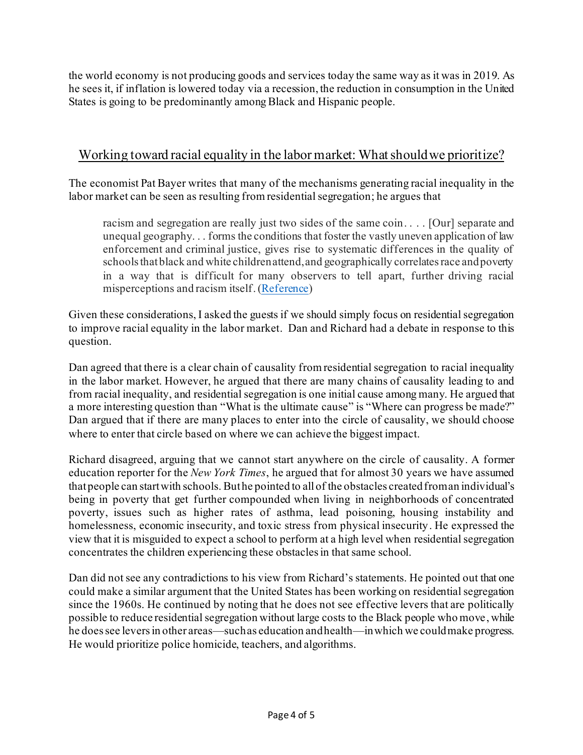the world economy is not producing goods and services today the same way as it was in 2019. As he sees it, if inflation is lowered today via a recession, the reduction in consumption in the United States is going to be predominantly among Black and Hispanic people.

## Working toward racial equality in the labor market: What should we prioritize?

The economist Pat Bayer writes that many of the mechanisms generating racial inequality in the labor market can be seen as resulting from residential segregation; he argues that

> racism and segregation are really just two sides of the same coin. . . . [Our] separate and unequal geography. . . forms the conditions that foster the vastly uneven application of law enforcement and criminal justice, gives rise to systematic differences in the quality of schools that black and white children attend, and geographically correlates race and poverty in a way that is difficult for many observers to tell apart, further driving racial misperceptions and racism itself. (Reference)

Given these considerations, I asked the guests if we should simply focus on residential segregation to improve racial equality in the labor market. Dan and Richard had a debate in response to this question.

Dan agreed that there is a clear chain of causality from residential segregation to racial inequality in the labor market. However, he argued that there are many chains of causality leading to and from racial inequality, and residential segregation is one initial cause among many. He argued that a more interesting question than "What is the ultimate cause" is "Where can progress be made?" Dan argued that if there are many places to enter into the circle of causality, we should choose where to enter that circle based on where we can achieve the biggest impact.

Richard disagreed, arguing that we cannot start anywhere on the circle of causality. A former education reporter for the *New York Times*, he argued that for almost 30 years we have assumed that people can start with schools. But he pointed to all of the obstacles created from an individual's being in poverty that get further compounded when living in neighborhoods of concentrated poverty, issues such as higher rates of asthma, lead poisoning, housing instability and homelessness, economic insecurity, and toxic stress from physical insecurity. He expressed the view that it is misguided to expect a school to perform at a high level when residential segregation concentrates the children experiencing these obstacles in that same school.

Dan did not see any contradictions to his view from Richard's statements. He pointed out that one could make a similar argument that the United States has been working on residential segregation since the 1960s. He continued by noting that he does not see effective levers that are politically possible to reduce residential segregation without large costs to the Black people who move, while he does see levers in other areas—such as education and health—in which we could make progress. He would prioritize police homicide, teachers, and algorithms.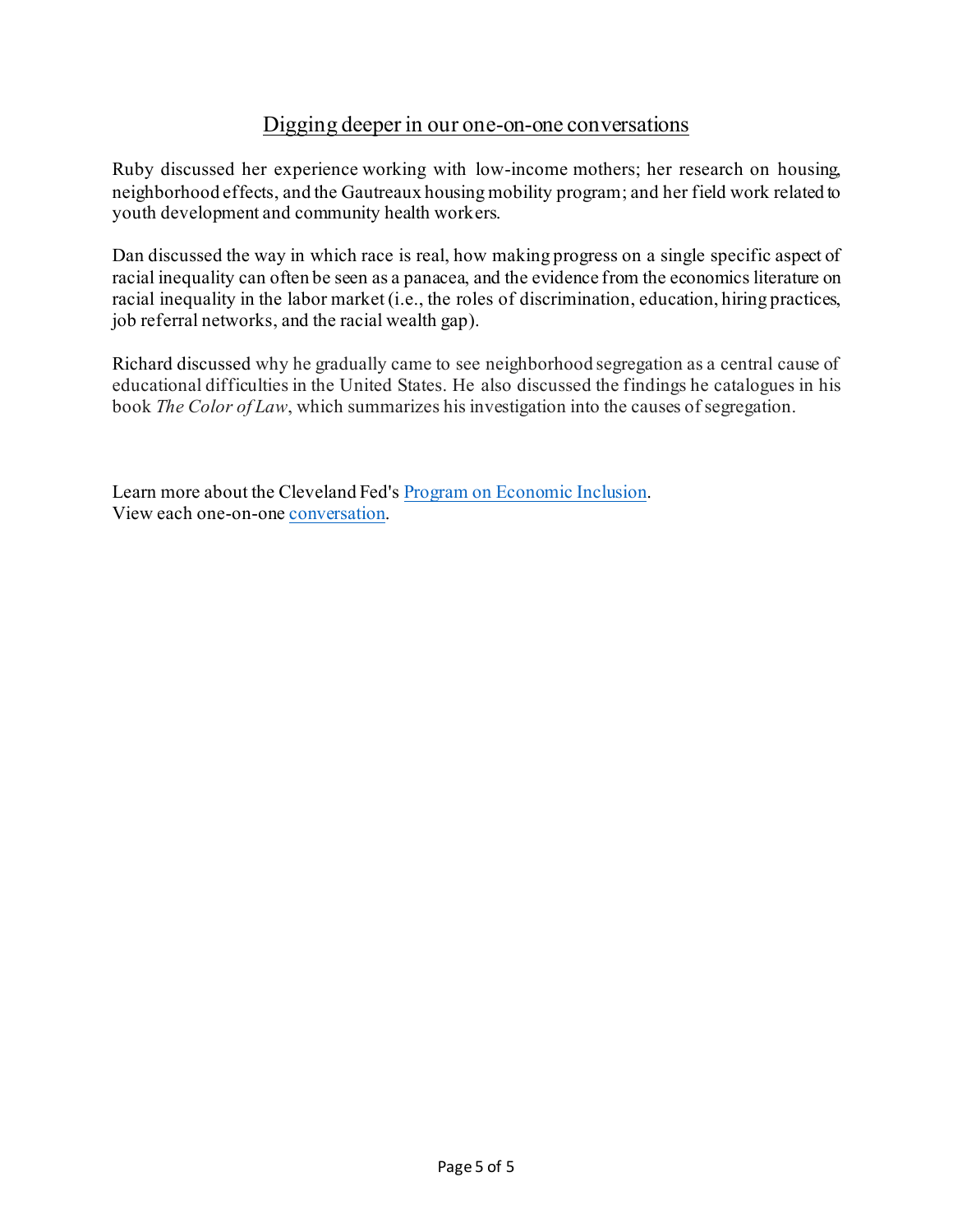## Digging deeper in our one-on-one conversations

Ruby discussed her experience working with low-income mothers; her research on housing, neighborhood effects, and the Gautreaux housing mobility program; and her field work related to youth development and community health workers.

Dan discussed the way in which race is real, how making progress on a single specific aspect of racial inequality can often be seen as a panacea, and the evidence from the economics literature on racial inequality in the labor market (i.e., the roles of discrimination, education, hiring practices, job referral networks, and the racial wealth gap).

Richard discussed why he gradually came to see neighborhood segregation as a central cause of educational difficulties in the United States. He also discussed the findings he catalogues in his book *The Color of Law*, which summarizes his investigation into the causes of segregation.

Learn more about the Cleveland Fed's Program on Economic Inclusion.
View each one-on-one conversation.